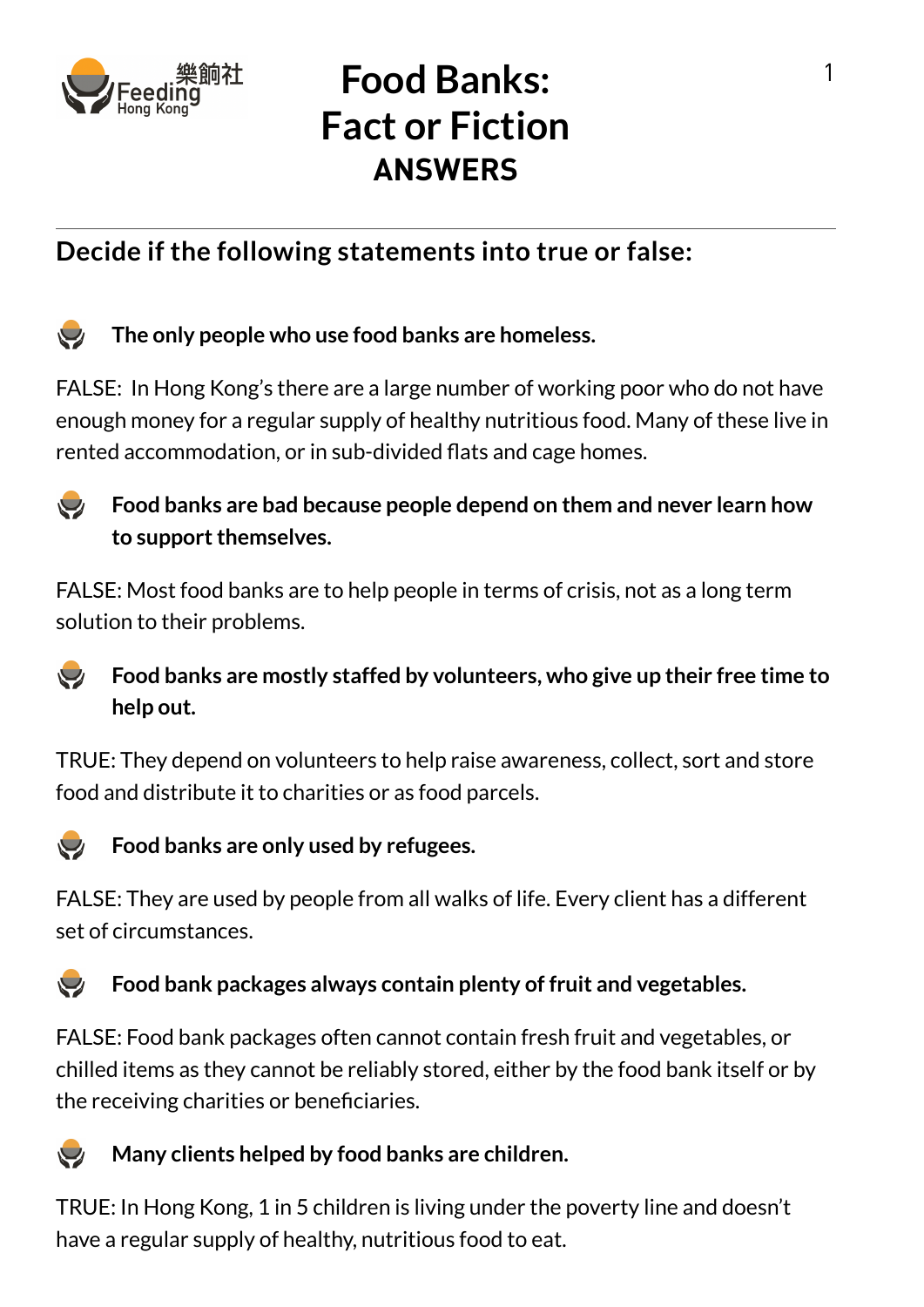樂餉社 Feeding Hong Kong

# Food Banks: Fact or Fiction
## ANSWERS

### Decide if the following statements into true or false:

**The only people who use food banks are homeless.**

FALSE: In Hong Kong's there are a large number of working poor who do not have enough money for a regular supply of healthy nutritious food. Many of these live in rented accommodation, or in sub-divided flats and cage homes.

**Food banks are bad because people depend on them and never learn how to support themselves.**

FALSE: Most food banks are to help people in terms of crisis, not as a long term solution to their problems.

**Food banks are mostly staffed by volunteers, who give up their free time to help out.**

TRUE: They depend on volunteers to help raise awareness, collect, sort and store food and distribute it to charities or as food parcels.

**Food banks are only used by refugees.**

FALSE: They are used by people from all walks of life. Every client has a different set of circumstances.

**Food bank packages always contain plenty of fruit and vegetables.**

FALSE: Food bank packages often cannot contain fresh fruit and vegetables, or chilled items as they cannot be reliably stored, either by the food bank itself or by the receiving charities or beneficiaries.

**Many clients helped by food banks are children.**

TRUE: In Hong Kong, 1 in 5 children is living under the poverty line and doesn't have a regular supply of healthy, nutritious food to eat.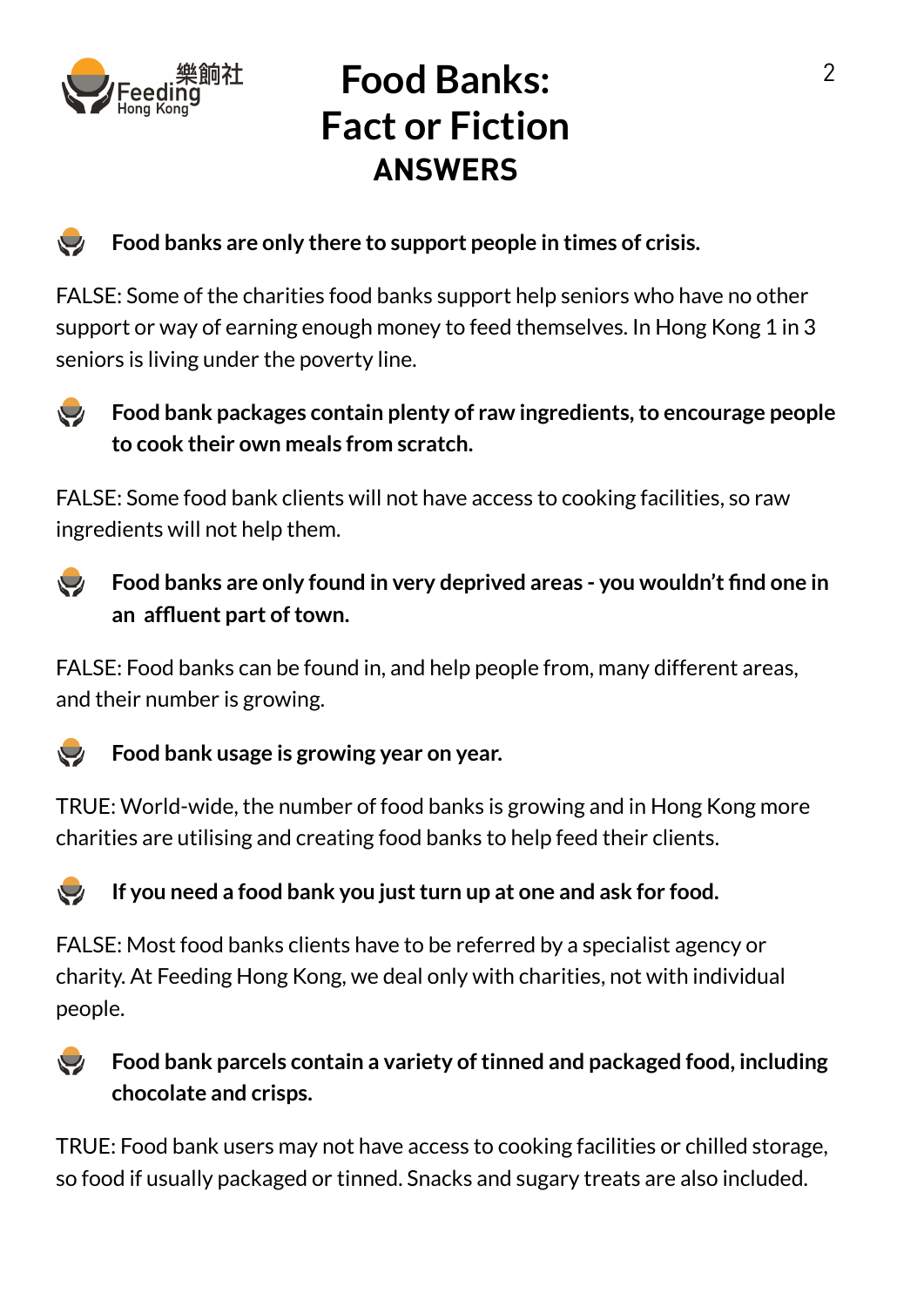# Food Banks: Fact or Fiction

## ANSWERS

**Food banks are only there to support people in times of crisis.**

FALSE: Some of the charities food banks support help seniors who have no other support or way of earning enough money to feed themselves. In Hong Kong 1 in 3 seniors is living under the poverty line.

**Food bank packages contain plenty of raw ingredients, to encourage people to cook their own meals from scratch.**

FALSE: Some food bank clients will not have access to cooking facilities, so raw ingredients will not help them.

**Food banks are only found in very deprived areas - you wouldn't find one in an affluent part of town.**

FALSE: Food banks can be found in, and help people from, many different areas, and their number is growing.

**Food bank usage is growing year on year.**

TRUE: World-wide, the number of food banks is growing and in Hong Kong more charities are utilising and creating food banks to help feed their clients.

**If you need a food bank you just turn up at one and ask for food.**

FALSE: Most food banks clients have to be referred by a specialist agency or charity. At Feeding Hong Kong, we deal only with charities, not with individual people.

**Food bank parcels contain a variety of tinned and packaged food, including chocolate and crisps.**

TRUE: Food bank users may not have access to cooking facilities or chilled storage, so food if usually packaged or tinned. Snacks and sugary treats are also included.